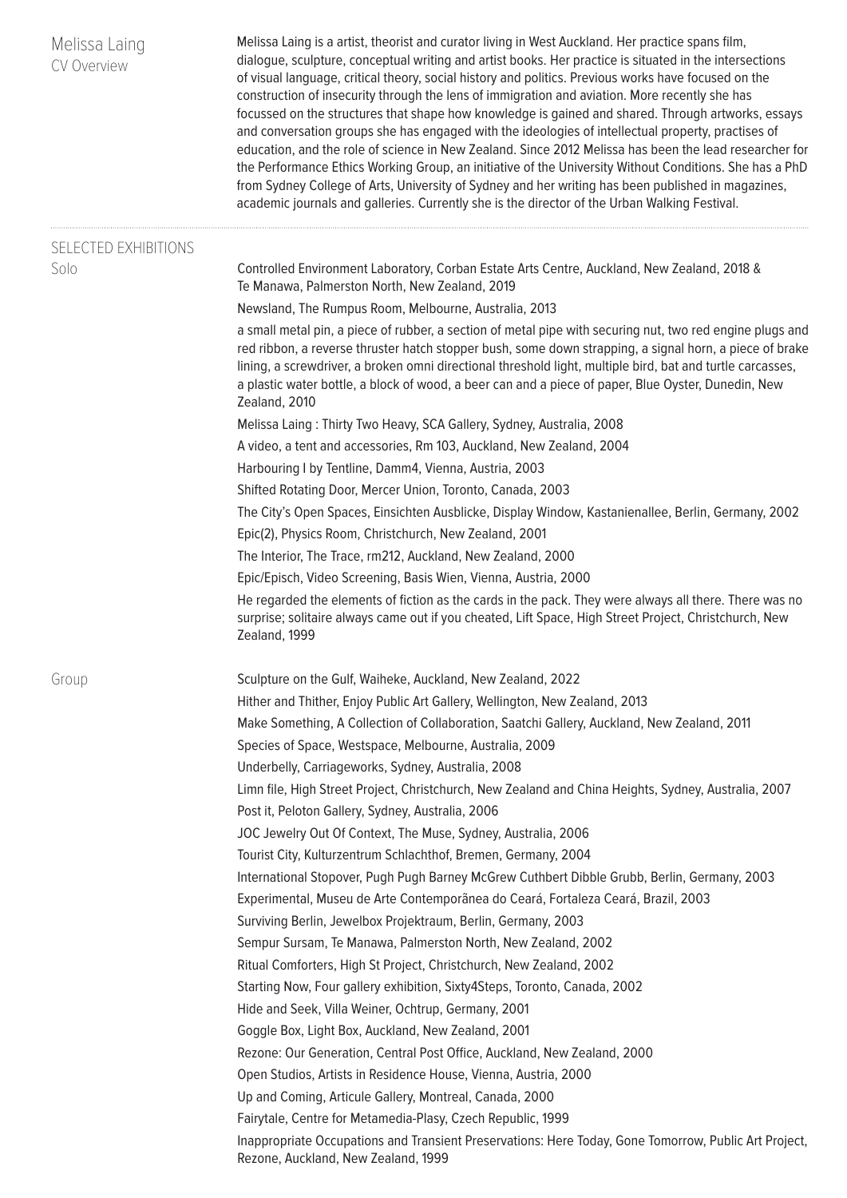# Melissa Laing

CV Overview

Melissa Laing is a artist, theorist and curator living in West Auckland. Her practice spans film, dialogue, sculpture, conceptual writing and artist books. Her practice is situated in the intersections of visual language, critical theory, social history and politics. Previous works have focused on the construction of insecurity through the lens of immigration and aviation. More recently she has focussed on the structures that shape how knowledge is gained and shared. Through artworks, essays and conversation groups she has engaged with the ideologies of intellectual property, practises of education, and the role of science in New Zealand. Since 2012 Melissa has been the lead researcher for the Performance Ethics Working Group, an initiative of the University Without Conditions. She has a PhD from Sydney College of Arts, University of Sydney and her writing has been published in magazines, academic journals and galleries. Currently she is the director of the Urban Walking Festival.

## SELECTED EXHIBITIONS

### Solo

Controlled Environment Laboratory, Corban Estate Arts Centre, Auckland, New Zealand, 2018 & Te Manawa, Palmerston North, New Zealand, 2019

Newsland, The Rumpus Room, Melbourne, Australia, 2013

a small metal pin, a piece of rubber, a section of metal pipe with securing nut, two red engine plugs and red ribbon, a reverse thruster hatch stopper bush, some down strapping, a signal horn, a piece of brake lining, a screwdriver, a broken omni directional threshold light, multiple bird, bat and turtle carcasses, a plastic water bottle, a block of wood, a beer can and a piece of paper, Blue Oyster, Dunedin, New Zealand, 2010

Melissa Laing : Thirty Two Heavy, SCA Gallery, Sydney, Australia, 2008

A video, a tent and accessories, Rm 103, Auckland, New Zealand, 2004

Harbouring I by Tentline, Damm4, Vienna, Austria, 2003

Shifted Rotating Door, Mercer Union, Toronto, Canada, 2003

The City's Open Spaces, Einsichten Ausblicke, Display Window, Kastanienallee, Berlin, Germany, 2002

Epic(2), Physics Room, Christchurch, New Zealand, 2001

The Interior, The Trace, rm212, Auckland, New Zealand, 2000

Epic/Episch, Video Screening, Basis Wien, Vienna, Austria, 2000

He regarded the elements of fiction as the cards in the pack. They were always all there. There was no surprise; solitaire always came out if you cheated, Lift Space, High Street Project, Christchurch, New Zealand, 1999

### Group

Sculpture on the Gulf, Waiheke, Auckland, New Zealand, 2022

Hither and Thither, Enjoy Public Art Gallery, Wellington, New Zealand, 2013

Make Something, A Collection of Collaboration, Saatchi Gallery, Auckland, New Zealand, 2011

Species of Space, Westspace, Melbourne, Australia, 2009

Underbelly, Carriageworks, Sydney, Australia, 2008

Limn file, High Street Project, Christchurch, New Zealand and China Heights, Sydney, Australia, 2007

Post it, Peloton Gallery, Sydney, Australia, 2006

JOC Jewelry Out Of Context, The Muse, Sydney, Australia, 2006

Tourist City, Kulturzentrum Schlachthof, Bremen, Germany, 2004

International Stopover, Pugh Pugh Barney McGrew Cuthbert Dibble Grubb, Berlin, Germany, 2003

Experimental, Museu de Arte Contemporãnea do Ceará, Fortaleza Ceará, Brazil, 2003

Surviving Berlin, Jewelbox Projektraum, Berlin, Germany, 2003

Sempur Sursam, Te Manawa, Palmerston North, New Zealand, 2002

Ritual Comforters, High St Project, Christchurch, New Zealand, 2002

Starting Now, Four gallery exhibition, Sixty4Steps, Toronto, Canada, 2002

Hide and Seek, Villa Weiner, Ochtrup, Germany, 2001

Goggle Box, Light Box, Auckland, New Zealand, 2001

Rezone: Our Generation, Central Post Office, Auckland, New Zealand, 2000

Open Studios, Artists in Residence House, Vienna, Austria, 2000

Up and Coming, Articule Gallery, Montreal, Canada, 2000

Fairytale, Centre for Metamedia-Plasy, Czech Republic, 1999

Inappropriate Occupations and Transient Preservations: Here Today, Gone Tomorrow, Public Art Project, Rezone, Auckland, New Zealand, 1999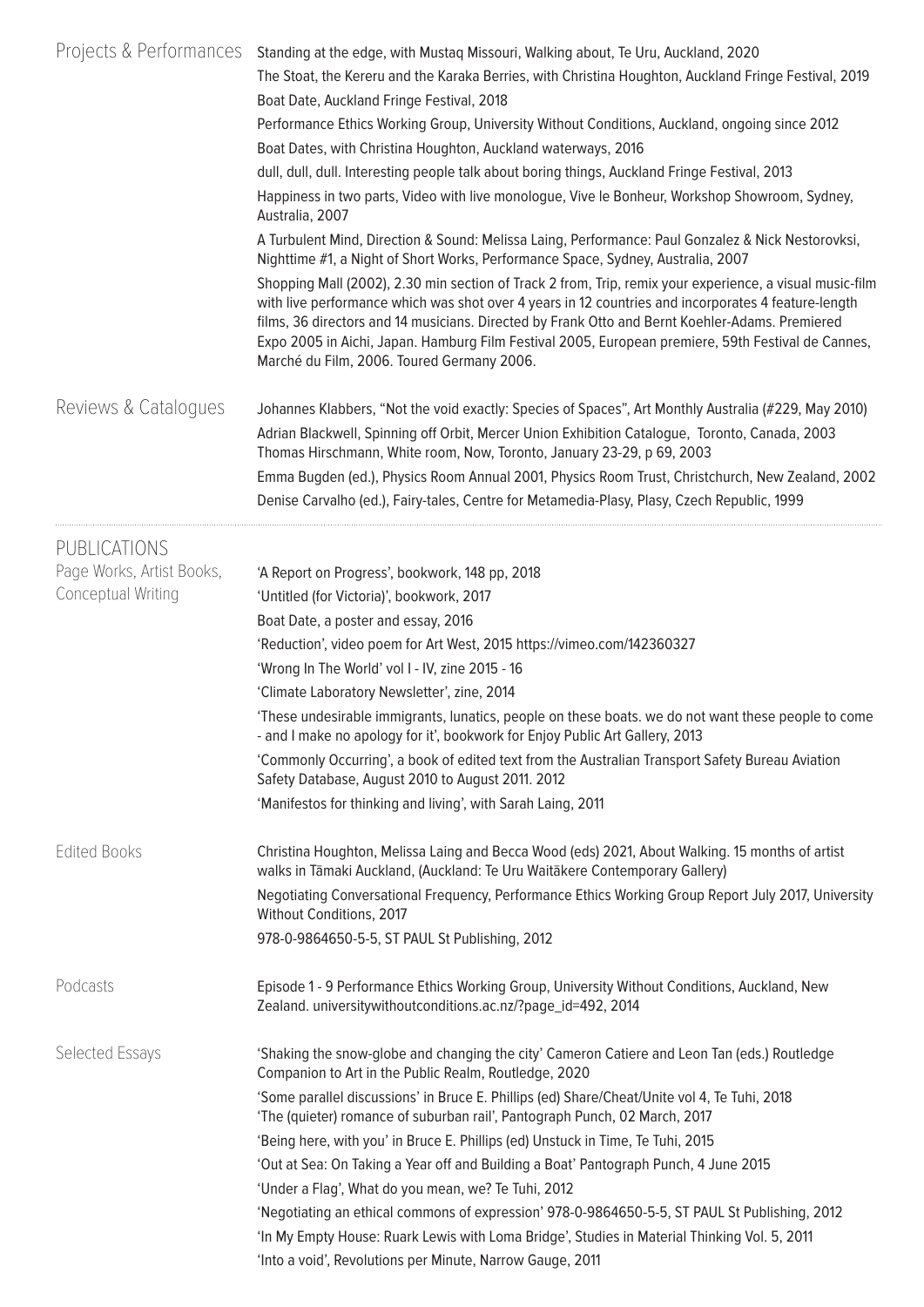## Projects & Performances

Standing at the edge, with Mustaq Missouri, Walking about, Te Uru, Auckland, 2020

The Stoat, the Kereru and the Karaka Berries, with Christina Houghton, Auckland Fringe Festival, 2019

Boat Date, Auckland Fringe Festival, 2018

Performance Ethics Working Group, University Without Conditions, Auckland, ongoing since 2012

Boat Dates, with Christina Houghton, Auckland waterways, 2016

dull, dull, dull. Interesting people talk about boring things, Auckland Fringe Festival, 2013

Happiness in two parts, Video with live monologue, Vive le Bonheur, Workshop Showroom, Sydney, Australia, 2007

A Turbulent Mind, Direction & Sound: Melissa Laing, Performance: Paul Gonzalez & Nick Nestorovksi, Nighttime #1, a Night of Short Works, Performance Space, Sydney, Australia, 2007

Shopping Mall (2002), 2.30 min section of Track 2 from, Trip, remix your experience, a visual music-film with live performance which was shot over 4 years in 12 countries and incorporates 4 feature-length films, 36 directors and 14 musicians. Directed by Frank Otto and Bernt Koehler-Adams. Premiered Expo 2005 in Aichi, Japan. Hamburg Film Festival 2005, European premiere, 59th Festival de Cannes, Marché du Film, 2006. Toured Germany 2006.

## Reviews & Catalogues

Johannes Klabbers, "Not the void exactly: Species of Spaces", Art Monthly Australia (#229, May 2010)

Adrian Blackwell, Spinning off Orbit, Mercer Union Exhibition Catalogue, Toronto, Canada, 2003

Thomas Hirschmann, White room, Now, Toronto, January 23-29, p 69, 2003

Emma Bugden (ed.), Physics Room Annual 2001, Physics Room Trust, Christchurch, New Zealand, 2002

Denise Carvalho (ed.), Fairy-tales, Centre for Metamedia-Plasy, Plasy, Czech Republic, 1999

---

# PUBLICATIONS

## Page Works, Artist Books, Conceptual Writing

'A Report on Progress', bookwork, 148 pp, 2018

'Untitled (for Victoria)', bookwork, 2017

Boat Date, a poster and essay, 2016

'Reduction', video poem for Art West, 2015 https://vimeo.com/142360327

'Wrong In The World' vol I - IV, zine 2015 - 16

'Climate Laboratory Newsletter', zine, 2014

'These undesirable immigrants, lunatics, people on these boats. we do not want these people to come - and I make no apology for it', bookwork for Enjoy Public Art Gallery, 2013

'Commonly Occurring', a book of edited text from the Australian Transport Safety Bureau Aviation Safety Database, August 2010 to August 2011. 2012

'Manifestos for thinking and living', with Sarah Laing, 2011

## Edited Books

Christina Houghton, Melissa Laing and Becca Wood (eds) 2021, About Walking. 15 months of artist walks in Tāmaki Auckland, (Auckland: Te Uru Waitākere Contemporary Gallery)

Negotiating Conversational Frequency, Performance Ethics Working Group Report July 2017, University Without Conditions, 2017

978-0-9864650-5-5, ST PAUL St Publishing, 2012

## Podcasts

Episode 1 - 9 Performance Ethics Working Group, University Without Conditions, Auckland, New Zealand. universitywithoutconditions.ac.nz/?page_id=492, 2014

## Selected Essays

'Shaking the snow-globe and changing the city' Cameron Catiere and Leon Tan (eds.) Routledge Companion to Art in the Public Realm, Routledge, 2020

'Some parallel discussions' in Bruce E. Phillips (ed) Share/Cheat/Unite vol 4, Te Tuhi, 2018

'The (quieter) romance of suburban rail', Pantograph Punch, 02 March, 2017

'Being here, with you' in Bruce E. Phillips (ed) Unstuck in Time, Te Tuhi, 2015

'Out at Sea: On Taking a Year off and Building a Boat' Pantograph Punch, 4 June 2015

'Under a Flag', What do you mean, we? Te Tuhi, 2012

'Negotiating an ethical commons of expression' 978-0-9864650-5-5, ST PAUL St Publishing, 2012

'In My Empty House: Ruark Lewis with Loma Bridge', Studies in Material Thinking Vol. 5, 2011

'Into a void', Revolutions per Minute, Narrow Gauge, 2011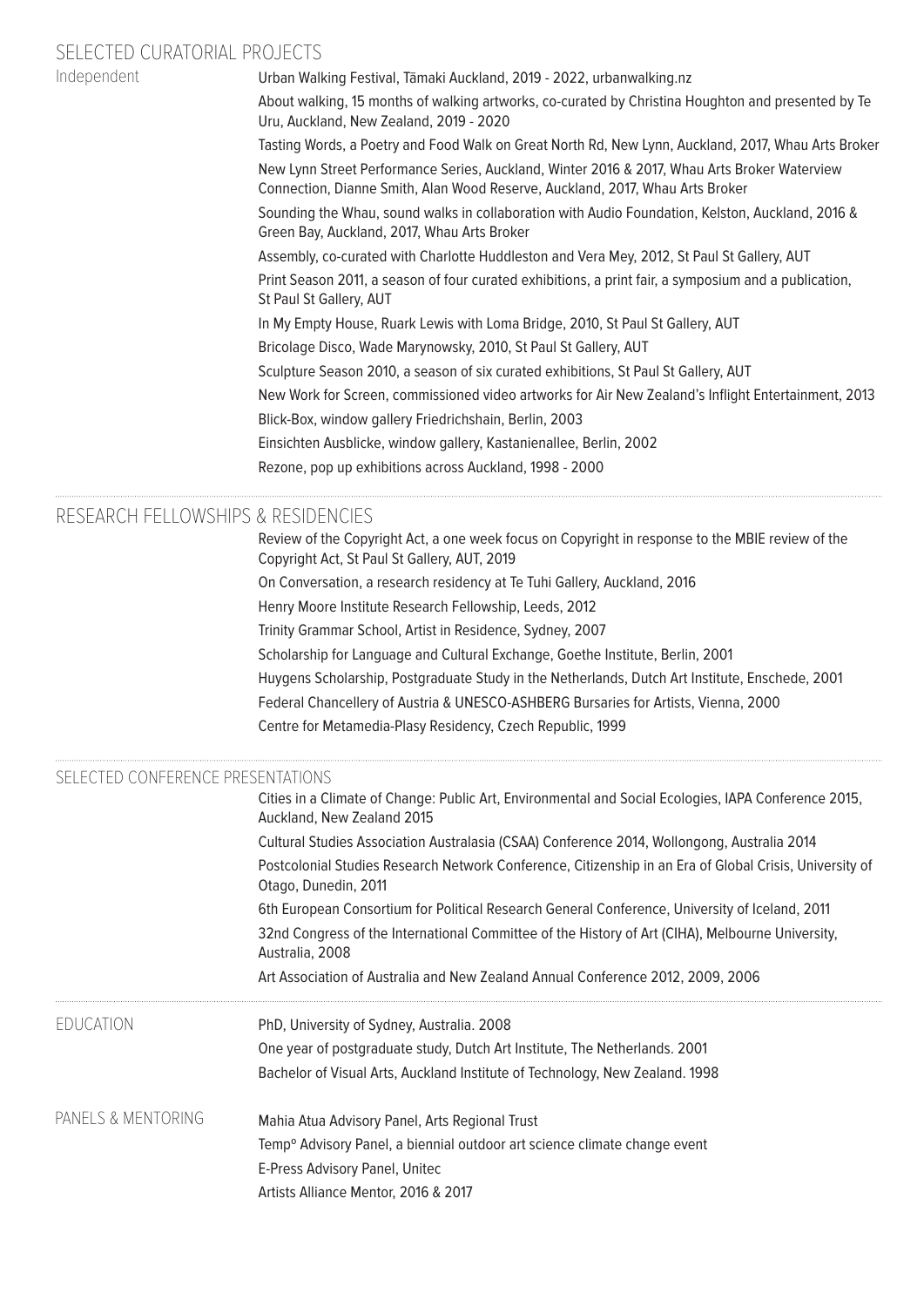## SELECTED CURATORIAL PROJECTS

Independent

Urban Walking Festival, Tāmaki Auckland, 2019 - 2022, urbanwalking.nz

About walking, 15 months of walking artworks, co-curated by Christina Houghton and presented by Te Uru, Auckland, New Zealand, 2019 - 2020

Tasting Words, a Poetry and Food Walk on Great North Rd, New Lynn, Auckland, 2017, Whau Arts Broker

New Lynn Street Performance Series, Auckland, Winter 2016 & 2017, Whau Arts Broker Waterview Connection, Dianne Smith, Alan Wood Reserve, Auckland, 2017, Whau Arts Broker

Sounding the Whau, sound walks in collaboration with Audio Foundation, Kelston, Auckland, 2016 & Green Bay, Auckland, 2017, Whau Arts Broker

Assembly, co-curated with Charlotte Huddleston and Vera Mey, 2012, St Paul St Gallery, AUT

Print Season 2011, a season of four curated exhibitions, a print fair, a symposium and a publication, St Paul St Gallery, AUT

In My Empty House, Ruark Lewis with Loma Bridge, 2010, St Paul St Gallery, AUT

Bricolage Disco, Wade Marynowsky, 2010, St Paul St Gallery, AUT

Sculpture Season 2010, a season of six curated exhibitions, St Paul St Gallery, AUT

New Work for Screen, commissioned video artworks for Air New Zealand's Inflight Entertainment, 2013

Blick-Box, window gallery Friedrichshain, Berlin, 2003

Einsichten Ausblicke, window gallery, Kastanienallee, Berlin, 2002

Rezone, pop up exhibitions across Auckland, 1998 - 2000

## RESEARCH FELLOWSHIPS & RESIDENCIES

Review of the Copyright Act, a one week focus on Copyright in response to the MBIE review of the Copyright Act, St Paul St Gallery, AUT, 2019

On Conversation, a research residency at Te Tuhi Gallery, Auckland, 2016

Henry Moore Institute Research Fellowship, Leeds, 2012

Trinity Grammar School, Artist in Residence, Sydney, 2007

Scholarship for Language and Cultural Exchange, Goethe Institute, Berlin, 2001

Huygens Scholarship, Postgraduate Study in the Netherlands, Dutch Art Institute, Enschede, 2001

Federal Chancellery of Austria & UNESCO-ASHBERG Bursaries for Artists, Vienna, 2000

Centre for Metamedia-Plasy Residency, Czech Republic, 1999

## SELECTED CONFERENCE PRESENTATIONS

Cities in a Climate of Change: Public Art, Environmental and Social Ecologies, IAPA Conference 2015, Auckland, New Zealand 2015

Cultural Studies Association Australasia (CSAA) Conference 2014, Wollongong, Australia 2014

Postcolonial Studies Research Network Conference, Citizenship in an Era of Global Crisis, University of Otago, Dunedin, 2011

6th European Consortium for Political Research General Conference, University of Iceland, 2011

32nd Congress of the International Committee of the History of Art (CIHA), Melbourne University, Australia, 2008

Art Association of Australia and New Zealand Annual Conference 2012, 2009, 2006

## EDUCATION

PhD, University of Sydney, Australia. 2008

One year of postgraduate study, Dutch Art Institute, The Netherlands. 2001

Bachelor of Visual Arts, Auckland Institute of Technology, New Zealand. 1998

## PANELS & MENTORING

Mahia Atua Advisory Panel, Arts Regional Trust

Temp° Advisory Panel, a biennial outdoor art science climate change event

E-Press Advisory Panel, Unitec

Artists Alliance Mentor, 2016 & 2017